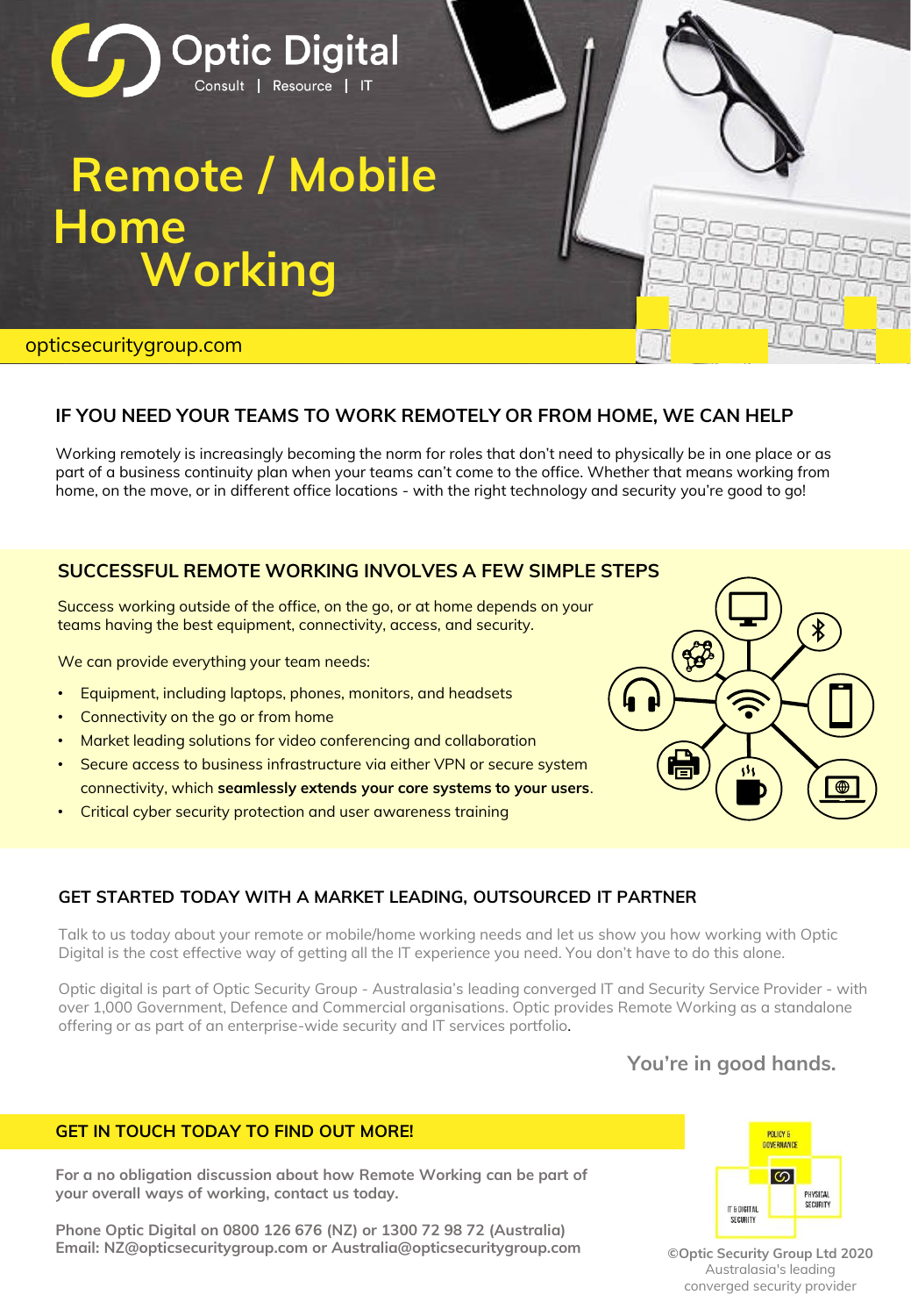Optic Digital

Consult | Resource | IT

# Remote / Mobile Home Working

opticsecuritygroup.com

## IF YOU NEED YOUR TEAMS TO WORK REMOTELY OR FROM HOME, WE CAN HELP

Working remotely is increasingly becoming the norm for roles that don't need to physically be in one place or as part of a business continuity plan when your teams can't come to the office. Whether that means working from home, on the move, or in different office locations - with the right technology and security you're good to go!

## SUCCESSFUL REMOTE WORKING INVOLVES A FEW SIMPLE STEPS

Success working outside of the office, on the go, or at home depends on your teams having the best equipment, connectivity, access, and security.

We can provide everything your team needs:

- Equipment, including laptops, phones, monitors, and headsets
- Connectivity on the go or from home
- Market leading solutions for video conferencing and collaboration
- Secure access to business infrastructure via either VPN or secure system connectivity, which **seamlessly extends your core systems to your users**.
- Critical cyber security protection and user awareness training

## GET STARTED TODAY WITH A MARKET LEADING, OUTSOURCED IT PARTNER

Talk to us today about your remote or mobile/home working needs and let us show you how working with Optic Digital is the cost effective way of getting all the IT experience you need. You don't have to do this alone.

Optic digital is part of Optic Security Group - Australasia's leading converged IT and Security Service Provider - with over 1,000 Government, Defence and Commercial organisations. Optic provides Remote Working as a standalone offering or as part of an enterprise-wide security and IT services portfolio.

**You're in good hands.**

## GET IN TOUCH TODAY TO FIND OUT MORE!

**For a no obligation discussion about how Remote Working can be part of your overall ways of working, contact us today.**

**Phone Optic Digital on 0800 126 676 (NZ) or 1300 72 98 72 (Australia)**
**Email: NZ@opticsecuritygroup.com or Australia@opticsecuritygroup.com**

POLICY & GOVERNANCE | IT & DIGITAL SECURITY | PHYSICAL SECURITY

**©Optic Security Group Ltd 2020**
Australasia's leading converged security provider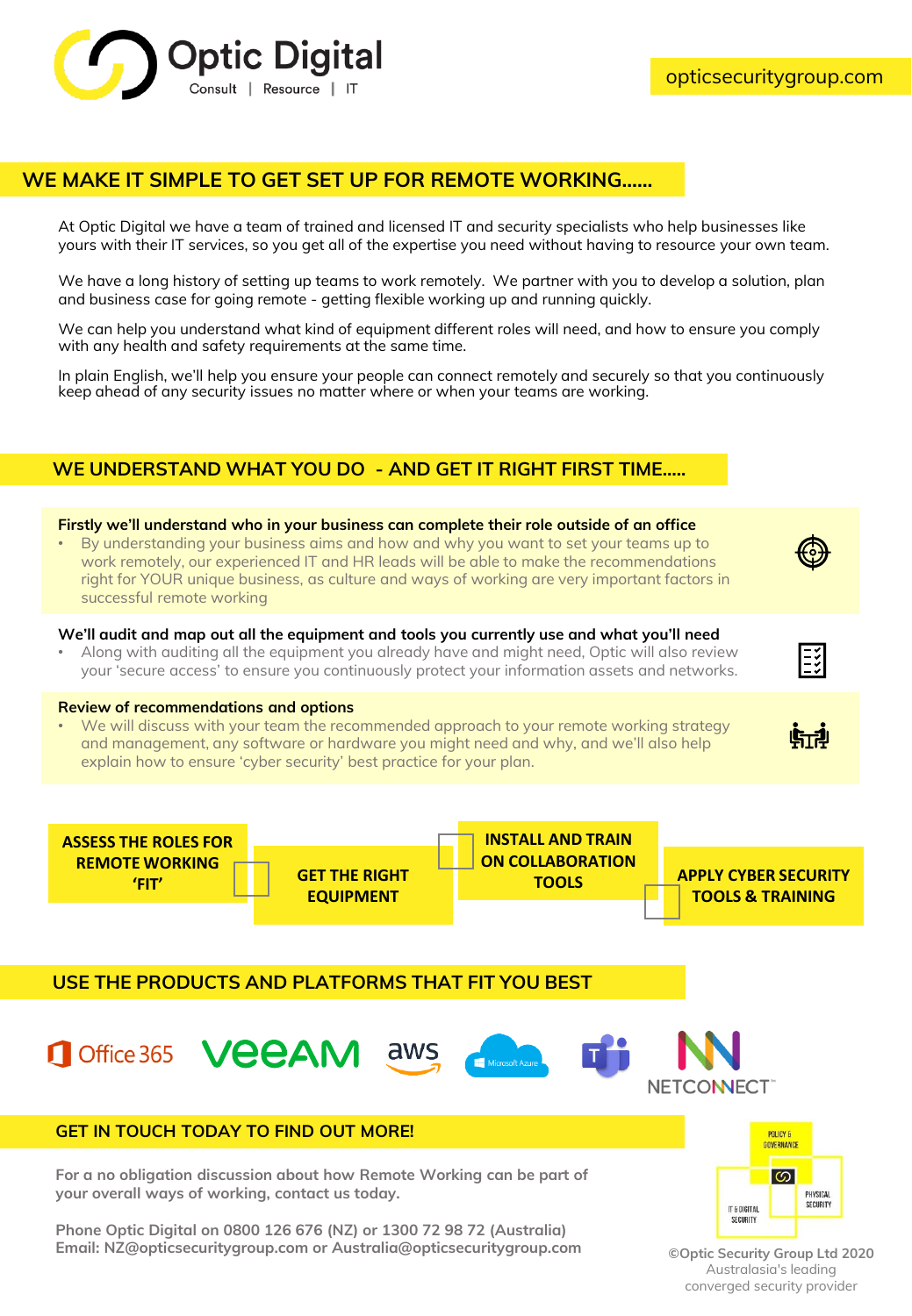Optic Digital
Consult | Resource | IT

opticsecuritygroup.com

## WE MAKE IT SIMPLE TO GET SET UP FOR REMOTE WORKING......

At Optic Digital we have a team of trained and licensed IT and security specialists who help businesses like yours with their IT services, so you get all of the expertise you need without having to resource your own team.

We have a long history of setting up teams to work remotely. We partner with you to develop a solution, plan and business case for going remote - getting flexible working up and running quickly.

We can help you understand what kind of equipment different roles will need, and how to ensure you comply with any health and safety requirements at the same time.

In plain English, we'll help you ensure your people can connect remotely and securely so that you continuously keep ahead of any security issues no matter where or when your teams are working.

## WE UNDERSTAND WHAT YOU DO - AND GET IT RIGHT FIRST TIME.....

**Firstly we'll understand who in your business can complete their role outside of an office**

- By understanding your business aims and how and why you want to set your teams up to work remotely, our experienced IT and HR leads will be able to make the recommendations right for YOUR unique business, as culture and ways of working are very important factors in successful remote working

**We'll audit and map out all the equipment and tools you currently use and what you'll need**

- Along with auditing all the equipment you already have and might need, Optic will also review your 'secure access' to ensure you continuously protect your information assets and networks.

**Review of recommendations and options**

- We will discuss with your team the recommended approach to your remote working strategy and management, any software or hardware you might need and why, and we'll also help explain how to ensure 'cyber security' best practice for your plan.

**ASSESS THE ROLES FOR REMOTE WORKING 'FIT'**

**GET THE RIGHT EQUIPMENT**

**INSTALL AND TRAIN ON COLLABORATION TOOLS**

**APPLY CYBER SECURITY TOOLS & TRAINING**

## USE THE PRODUCTS AND PLATFORMS THAT FIT YOU BEST

Office 365 | veeAM | aws | Microsoft Azure | NETCONNECT

## GET IN TOUCH TODAY TO FIND OUT MORE!

**For a no obligation discussion about how Remote Working can be part of your overall ways of working, contact us today.**

**Phone Optic Digital on 0800 126 676 (NZ) or 1300 72 98 72 (Australia)**
**Email: NZ@opticsecuritygroup.com or Australia@opticsecuritygroup.com**

POLICY & GOVERNANCE
PHYSICAL SECURITY
IT & DIGITAL SECURITY

©Optic Security Group Ltd 2020
Australasia's leading converged security provider